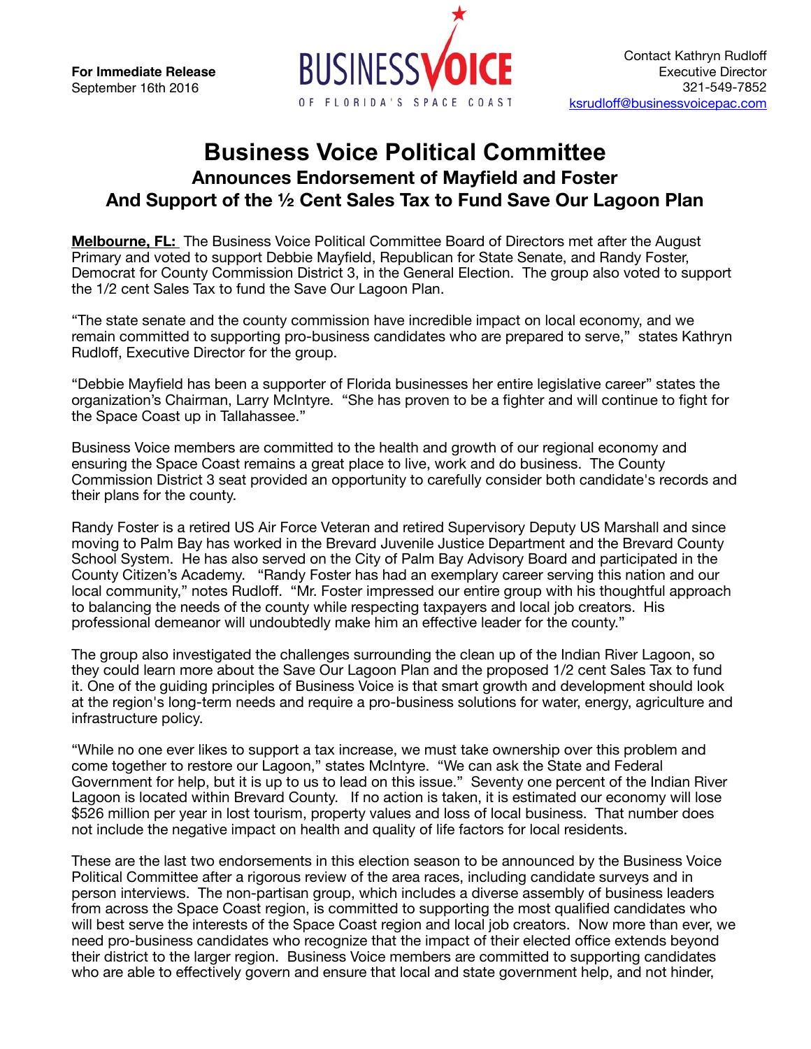**For Immediate Release**
September 16th 2016

BUSINESS VOICE
OF FLORIDA'S SPACE COAST

Contact Kathryn Rudloff
Executive Director
321-549-7852
ksrudloff@businessvoicepac.com

# Business Voice Political Committee

## Announces Endorsement of Mayfield and Foster
## And Support of the ½ Cent Sales Tax to Fund Save Our Lagoon Plan

**Melbourne, FL:** The Business Voice Political Committee Board of Directors met after the August Primary and voted to support Debbie Mayfield, Republican for State Senate, and Randy Foster, Democrat for County Commission District 3, in the General Election. The group also voted to support the 1/2 cent Sales Tax to fund the Save Our Lagoon Plan.

"The state senate and the county commission have incredible impact on local economy, and we remain committed to supporting pro-business candidates who are prepared to serve," states Kathryn Rudloff, Executive Director for the group.

"Debbie Mayfield has been a supporter of Florida businesses her entire legislative career" states the organization's Chairman, Larry McIntyre. "She has proven to be a fighter and will continue to fight for the Space Coast up in Tallahassee."

Business Voice members are committed to the health and growth of our regional economy and ensuring the Space Coast remains a great place to live, work and do business. The County Commission District 3 seat provided an opportunity to carefully consider both candidate's records and their plans for the county.

Randy Foster is a retired US Air Force Veteran and retired Supervisory Deputy US Marshall and since moving to Palm Bay has worked in the Brevard Juvenile Justice Department and the Brevard County School System. He has also served on the City of Palm Bay Advisory Board and participated in the County Citizen's Academy. "Randy Foster has had an exemplary career serving this nation and our local community," notes Rudloff. "Mr. Foster impressed our entire group with his thoughtful approach to balancing the needs of the county while respecting taxpayers and local job creators. His professional demeanor will undoubtedly make him an effective leader for the county."

The group also investigated the challenges surrounding the clean up of the Indian River Lagoon, so they could learn more about the Save Our Lagoon Plan and the proposed 1/2 cent Sales Tax to fund it. One of the guiding principles of Business Voice is that smart growth and development should look at the region's long-term needs and require a pro-business solutions for water, energy, agriculture and infrastructure policy.

"While no one ever likes to support a tax increase, we must take ownership over this problem and come together to restore our Lagoon," states McIntyre. "We can ask the State and Federal Government for help, but it is up to us to lead on this issue." Seventy one percent of the Indian River Lagoon is located within Brevard County. If no action is taken, it is estimated our economy will lose $526 million per year in lost tourism, property values and loss of local business. That number does not include the negative impact on health and quality of life factors for local residents.

These are the last two endorsements in this election season to be announced by the Business Voice Political Committee after a rigorous review of the area races, including candidate surveys and in person interviews. The non-partisan group, which includes a diverse assembly of business leaders from across the Space Coast region, is committed to supporting the most qualified candidates who will best serve the interests of the Space Coast region and local job creators. Now more than ever, we need pro-business candidates who recognize that the impact of their elected office extends beyond their district to the larger region. Business Voice members are committed to supporting candidates who are able to effectively govern and ensure that local and state government help, and not hinder,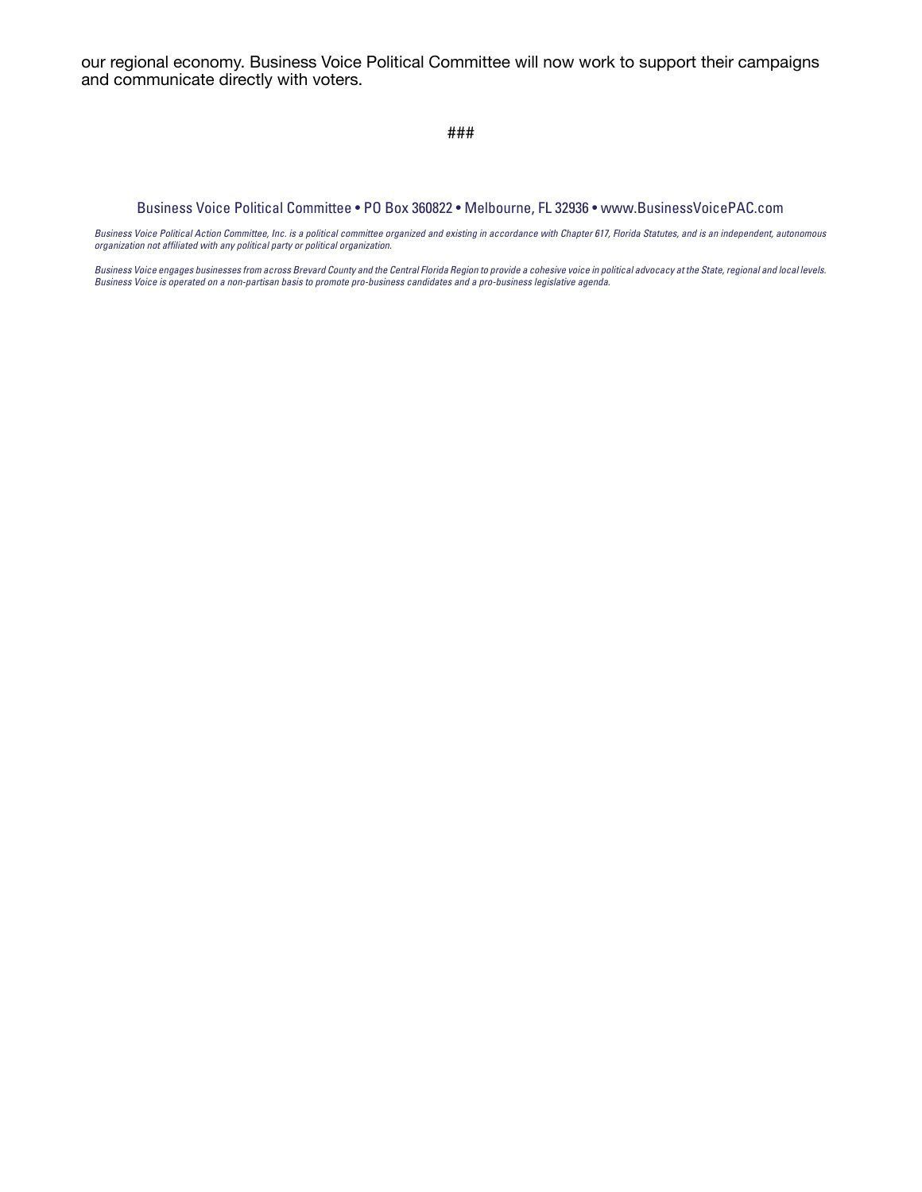our regional economy. Business Voice Political Committee will now work to support their campaigns and communicate directly with voters.

###

Business Voice Political Committee • PO Box 360822 • Melbourne, FL 32936 • www.BusinessVoicePAC.com

*Business Voice Political Action Committee, Inc. is a political committee organized and existing in accordance with Chapter 617, Florida Statutes, and is an independent, autonomous organization not affiliated with any political party or political organization.*

*Business Voice engages businesses from across Brevard County and the Central Florida Region to provide a cohesive voice in political advocacy at the State, regional and local levels. Business Voice is operated on a non-partisan basis to promote pro-business candidates and a pro-business legislative agenda.*